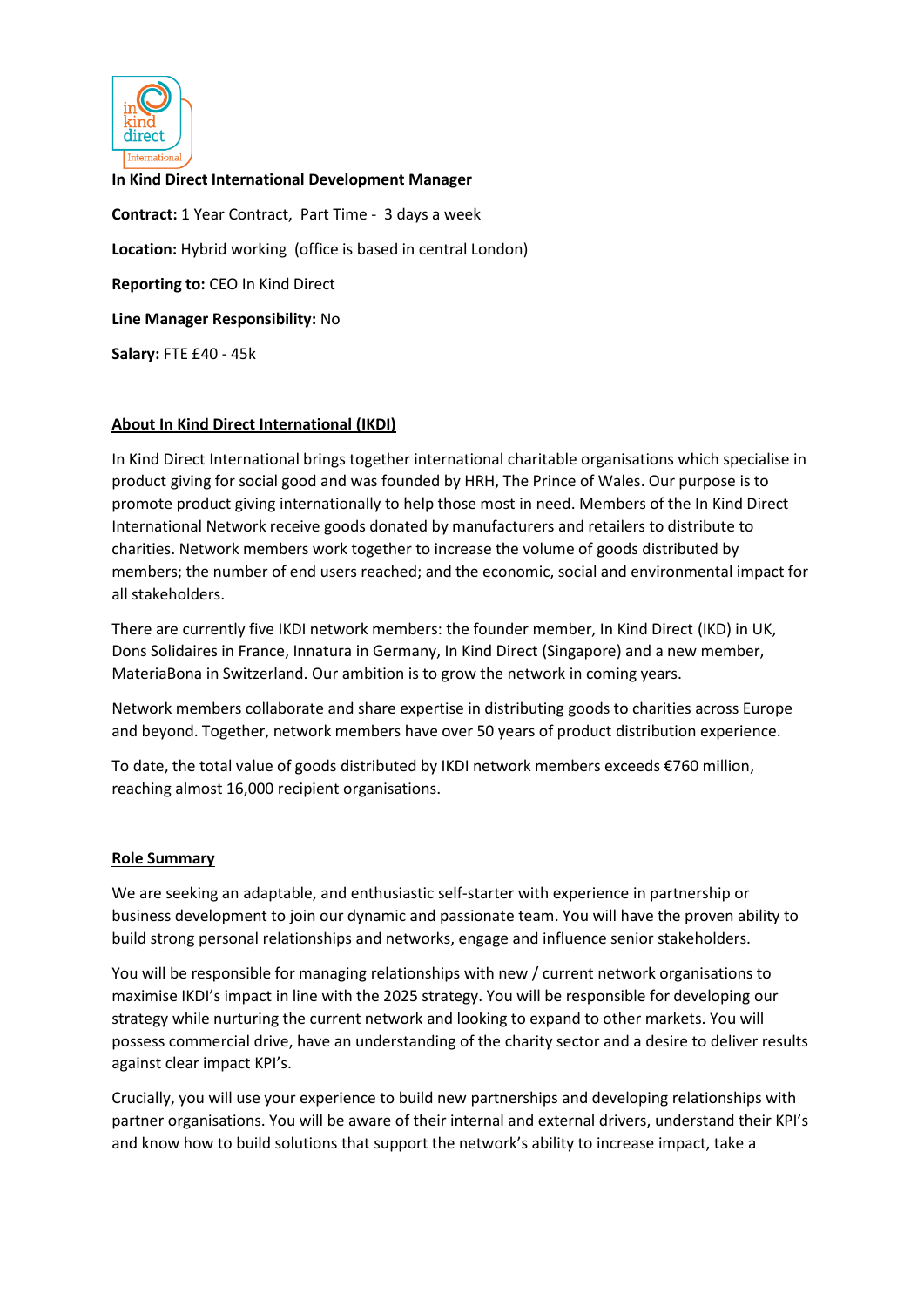**In Kind Direct International Development Manager**

**Contract:** 1 Year Contract, Part Time - 3 days a week

**Location:** Hybrid working (office is based in central London)

**Reporting to:** CEO In Kind Direct

**Line Manager Responsibility:** No

**Salary:** FTE £40 - 45k

## About In Kind Direct International (IKDI)

In Kind Direct International brings together international charitable organisations which specialise in product giving for social good and was founded by HRH, The Prince of Wales. Our purpose is to promote product giving internationally to help those most in need. Members of the In Kind Direct International Network receive goods donated by manufacturers and retailers to distribute to charities. Network members work together to increase the volume of goods distributed by members; the number of end users reached; and the economic, social and environmental impact for all stakeholders.

There are currently five IKDI network members: the founder member, In Kind Direct (IKD) in UK, Dons Solidaires in France, Innatura in Germany, In Kind Direct (Singapore) and a new member, MateriaBona in Switzerland. Our ambition is to grow the network in coming years.

Network members collaborate and share expertise in distributing goods to charities across Europe and beyond. Together, network members have over 50 years of product distribution experience.

To date, the total value of goods distributed by IKDI network members exceeds €760 million, reaching almost 16,000 recipient organisations.

## Role Summary

We are seeking an adaptable, and enthusiastic self-starter with experience in partnership or business development to join our dynamic and passionate team. You will have the proven ability to build strong personal relationships and networks, engage and influence senior stakeholders.

You will be responsible for managing relationships with new / current network organisations to maximise IKDI's impact in line with the 2025 strategy. You will be responsible for developing our strategy while nurturing the current network and looking to expand to other markets. You will possess commercial drive, have an understanding of the charity sector and a desire to deliver results against clear impact KPI's.

Crucially, you will use your experience to build new partnerships and developing relationships with partner organisations. You will be aware of their internal and external drivers, understand their KPI's and know how to build solutions that support the network's ability to increase impact, take a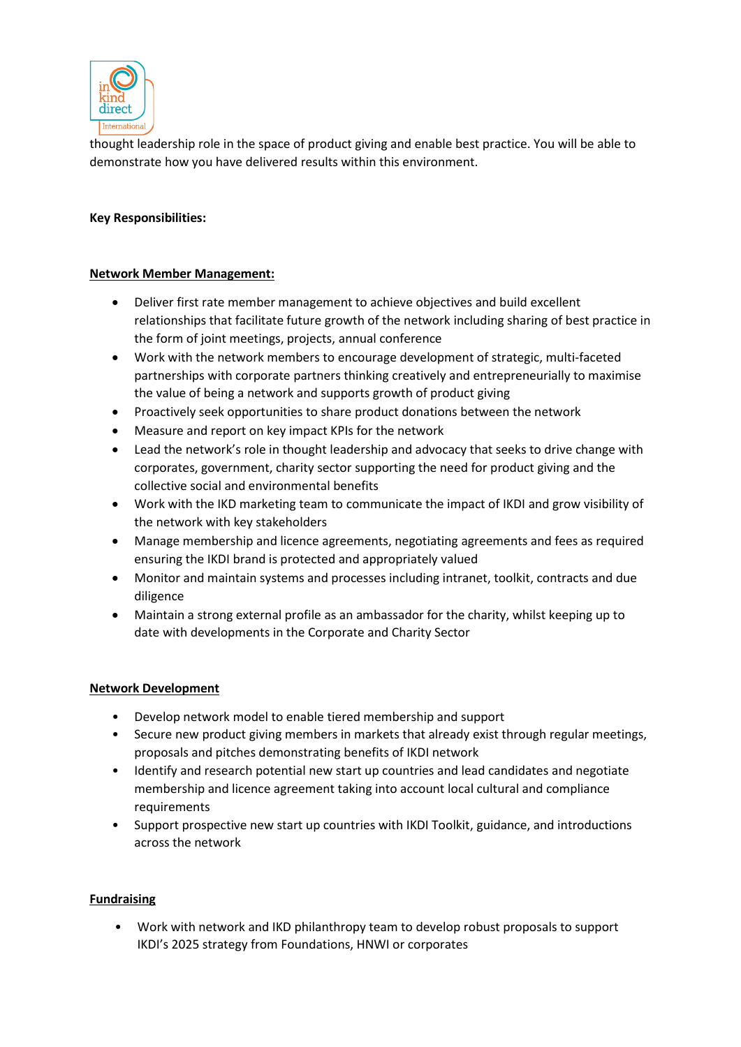thought leadership role in the space of product giving and enable best practice. You will be able to demonstrate how you have delivered results within this environment.

**Key Responsibilities:**

**<u>Network Member Management:</u>**

- Deliver first rate member management to achieve objectives and build excellent relationships that facilitate future growth of the network including sharing of best practice in the form of joint meetings, projects, annual conference
- Work with the network members to encourage development of strategic, multi-faceted partnerships with corporate partners thinking creatively and entrepreneurially to maximise the value of being a network and supports growth of product giving
- Proactively seek opportunities to share product donations between the network
- Measure and report on key impact KPIs for the network
- Lead the network's role in thought leadership and advocacy that seeks to drive change with corporates, government, charity sector supporting the need for product giving and the collective social and environmental benefits
- Work with the IKD marketing team to communicate the impact of IKDI and grow visibility of the network with key stakeholders
- Manage membership and licence agreements, negotiating agreements and fees as required ensuring the IKDI brand is protected and appropriately valued
- Monitor and maintain systems and processes including intranet, toolkit, contracts and due diligence
- Maintain a strong external profile as an ambassador for the charity, whilst keeping up to date with developments in the Corporate and Charity Sector

**<u>Network Development</u>**

- Develop network model to enable tiered membership and support
- Secure new product giving members in markets that already exist through regular meetings, proposals and pitches demonstrating benefits of IKDI network
- Identify and research potential new start up countries and lead candidates and negotiate membership and licence agreement taking into account local cultural and compliance requirements
- Support prospective new start up countries with IKDI Toolkit, guidance, and introductions across the network

**<u>Fundraising</u>**

- Work with network and IKD philanthropy team to develop robust proposals to support IKDI's 2025 strategy from Foundations, HNWI or corporates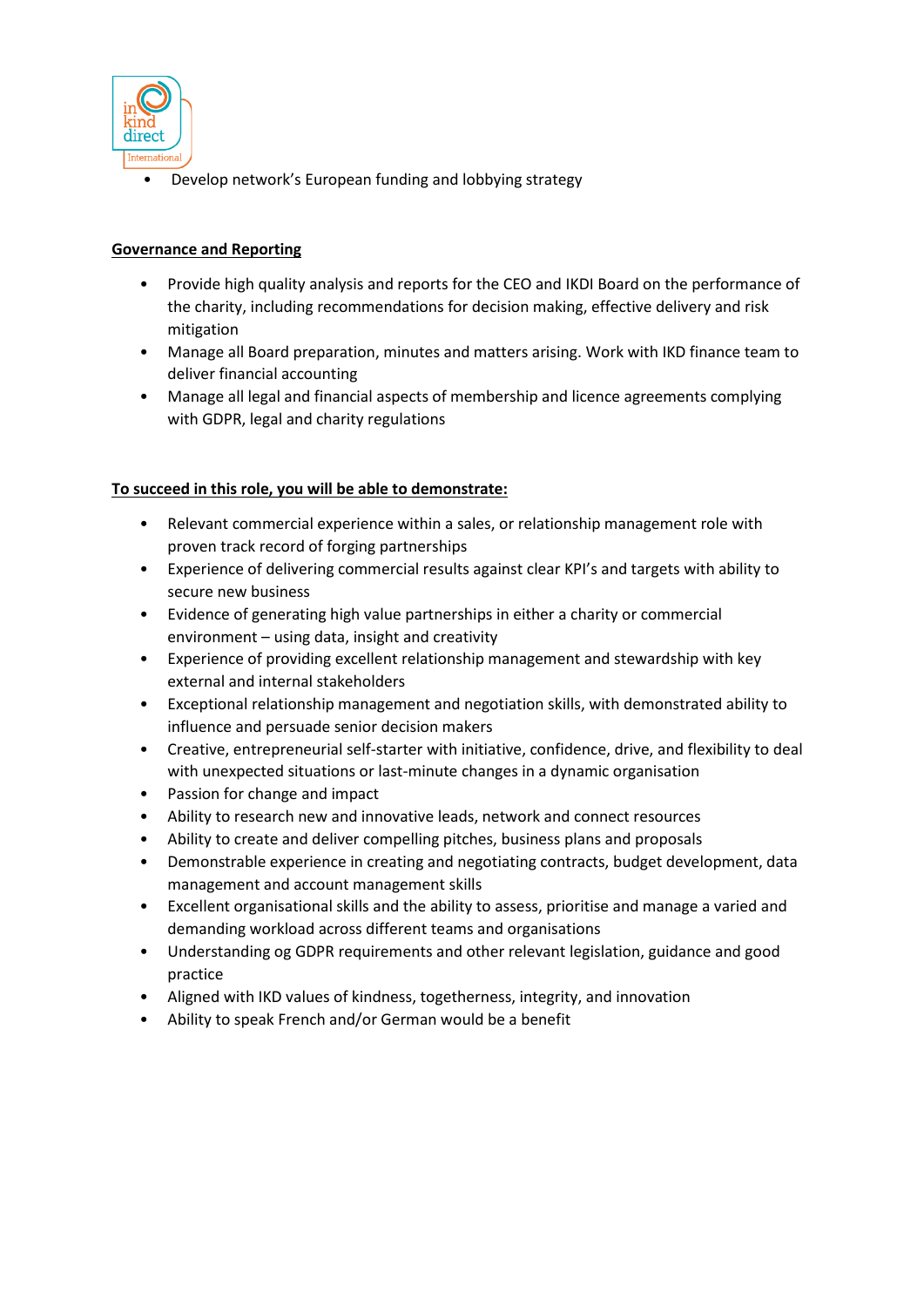- Develop network's European funding and lobbying strategy

**Governance and Reporting**

- Provide high quality analysis and reports for the CEO and IKDI Board on the performance of the charity, including recommendations for decision making, effective delivery and risk mitigation
- Manage all Board preparation, minutes and matters arising. Work with IKD finance team to deliver financial accounting
- Manage all legal and financial aspects of membership and licence agreements complying with GDPR, legal and charity regulations

**To succeed in this role, you will be able to demonstrate:**

- Relevant commercial experience within a sales, or relationship management role with proven track record of forging partnerships
- Experience of delivering commercial results against clear KPI's and targets with ability to secure new business
- Evidence of generating high value partnerships in either a charity or commercial environment – using data, insight and creativity
- Experience of providing excellent relationship management and stewardship with key external and internal stakeholders
- Exceptional relationship management and negotiation skills, with demonstrated ability to influence and persuade senior decision makers
- Creative, entrepreneurial self-starter with initiative, confidence, drive, and flexibility to deal with unexpected situations or last-minute changes in a dynamic organisation
- Passion for change and impact
- Ability to research new and innovative leads, network and connect resources
- Ability to create and deliver compelling pitches, business plans and proposals
- Demonstrable experience in creating and negotiating contracts, budget development, data management and account management skills
- Excellent organisational skills and the ability to assess, prioritise and manage a varied and demanding workload across different teams and organisations
- Understanding og GDPR requirements and other relevant legislation, guidance and good practice
- Aligned with IKD values of kindness, togetherness, integrity, and innovation
- Ability to speak French and/or German would be a benefit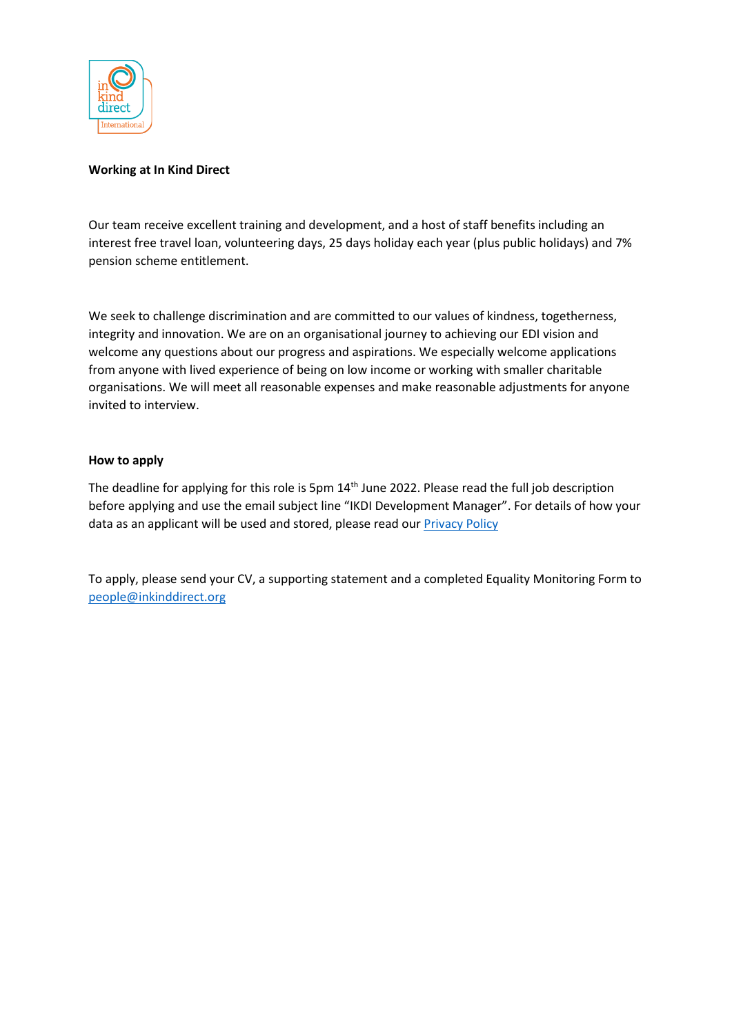**Working at In Kind Direct**

Our team receive excellent training and development, and a host of staff benefits including an interest free travel loan, volunteering days, 25 days holiday each year (plus public holidays) and 7% pension scheme entitlement.

We seek to challenge discrimination and are committed to our values of kindness, togetherness, integrity and innovation. We are on an organisational journey to achieving our EDI vision and welcome any questions about our progress and aspirations. We especially welcome applications from anyone with lived experience of being on low income or working with smaller charitable organisations. We will meet all reasonable expenses and make reasonable adjustments for anyone invited to interview.

**How to apply**

The deadline for applying for this role is 5pm 14th June 2022. Please read the full job description before applying and use the email subject line "IKDI Development Manager". For details of how your data as an applicant will be used and stored, please read our Privacy Policy

To apply, please send your CV, a supporting statement and a completed Equality Monitoring Form to people@inkinddirect.org